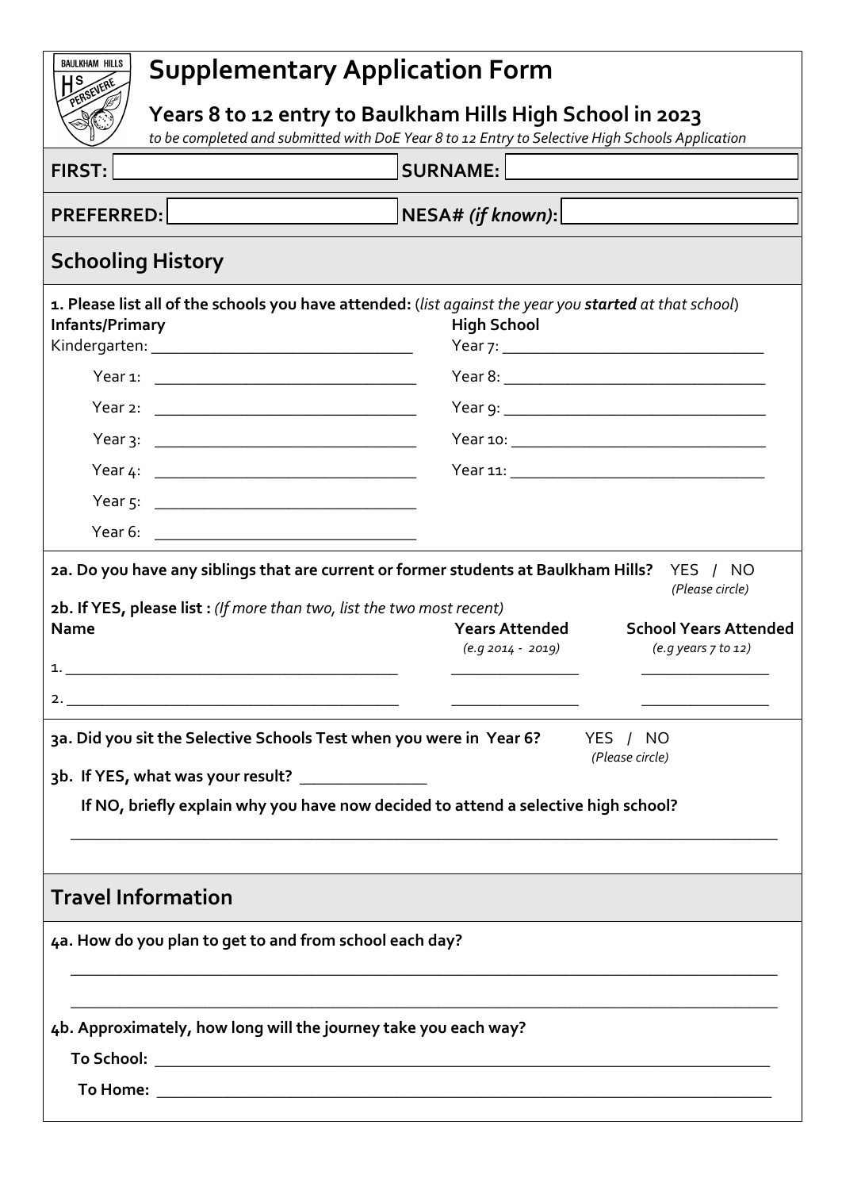# Supplementary Application Form

## Years 8 to 12 entry to Baulkham Hills High School in 2023

*to be completed and submitted with DoE Year 8 to 12 Entry to Selective High Schools Application*

| **FIRST:** | | **SURNAME:** | |
|---|---|---|---|
| **PREFERRED:** | | **NESA#** ***(if known)*:** | |

## Schooling History

**1. Please list all of the schools you have attended:** (*list against the year you **started** at that school*)

| **Infants/Primary** | | **High School** | |
|---|---|---|---|
| Kindergarten: | ______________________________ | Year 7: | ______________________________ |
| Year 1: | ______________________________ | Year 8: | ______________________________ |
| Year 2: | ______________________________ | Year 9: | ______________________________ |
| Year 3: | ______________________________ | Year 10: | ______________________________ |
| Year 4: | ______________________________ | Year 11: | ______________________________ |
| Year 5: | ______________________________ | | |
| Year 6: | ______________________________ | | |

**2a. Do you have any siblings that are current or former students at Baulkham Hills?** YES / NO *(Please circle)*

**2b. If YES, please list :** *(If more than two, list the two most recent)*

| **Name** | **Years Attended** *(e.g 2014 - 2019)* | **School Years Attended** *(e.g years 7 to 12)* |
|---|---|---|
| 1. ______________________________ | ________________ | ________________ |
| 2. ______________________________ | ________________ | ________________ |

**3a. Did you sit the Selective Schools Test when you were in Year 6?** YES / NO *(Please circle)*

**3b. If YES, what was your result?** _______________

**If NO, briefly explain why you have now decided to attend a selective high school?**

_____________________________________________________________________________________

## Travel Information

**4a. How do you plan to get to and from school each day?**

_____________________________________________________________________________________

_____________________________________________________________________________________

**4b. Approximately, how long will the journey take you each way?**

**To School:** ___________________________________________________________________________

**To Home:** ___________________________________________________________________________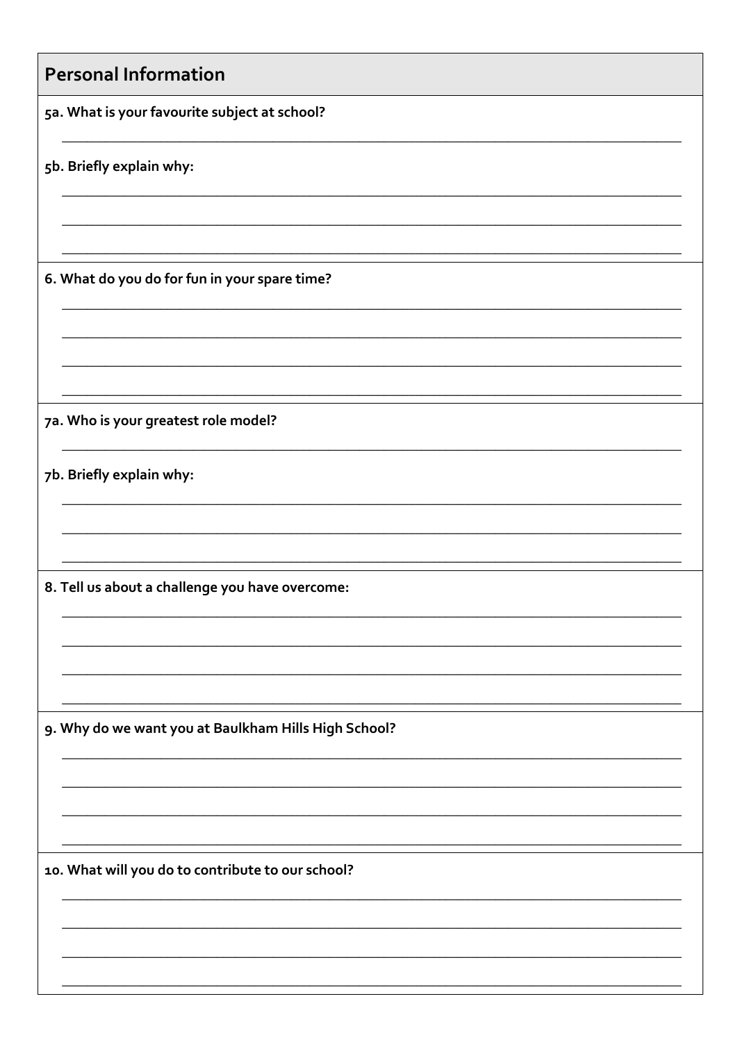## Personal Information

**5a. What is your favourite subject at school?**

\_\_\_\_\_\_\_\_\_\_\_\_\_\_\_\_\_\_\_\_\_\_\_\_\_\_\_\_\_\_\_\_\_\_\_\_\_\_\_\_\_\_\_\_\_\_\_\_\_\_\_\_\_\_\_\_\_\_\_\_\_\_\_\_\_\_\_\_\_\_\_\_

**5b. Briefly explain why:**

\_\_\_\_\_\_\_\_\_\_\_\_\_\_\_\_\_\_\_\_\_\_\_\_\_\_\_\_\_\_\_\_\_\_\_\_\_\_\_\_\_\_\_\_\_\_\_\_\_\_\_\_\_\_\_\_\_\_\_\_\_\_\_\_\_\_\_\_\_\_\_\_

\_\_\_\_\_\_\_\_\_\_\_\_\_\_\_\_\_\_\_\_\_\_\_\_\_\_\_\_\_\_\_\_\_\_\_\_\_\_\_\_\_\_\_\_\_\_\_\_\_\_\_\_\_\_\_\_\_\_\_\_\_\_\_\_\_\_\_\_\_\_\_\_

\_\_\_\_\_\_\_\_\_\_\_\_\_\_\_\_\_\_\_\_\_\_\_\_\_\_\_\_\_\_\_\_\_\_\_\_\_\_\_\_\_\_\_\_\_\_\_\_\_\_\_\_\_\_\_\_\_\_\_\_\_\_\_\_\_\_\_\_\_\_\_\_

**6. What do you do for fun in your spare time?**

\_\_\_\_\_\_\_\_\_\_\_\_\_\_\_\_\_\_\_\_\_\_\_\_\_\_\_\_\_\_\_\_\_\_\_\_\_\_\_\_\_\_\_\_\_\_\_\_\_\_\_\_\_\_\_\_\_\_\_\_\_\_\_\_\_\_\_\_\_\_\_\_

\_\_\_\_\_\_\_\_\_\_\_\_\_\_\_\_\_\_\_\_\_\_\_\_\_\_\_\_\_\_\_\_\_\_\_\_\_\_\_\_\_\_\_\_\_\_\_\_\_\_\_\_\_\_\_\_\_\_\_\_\_\_\_\_\_\_\_\_\_\_\_\_

\_\_\_\_\_\_\_\_\_\_\_\_\_\_\_\_\_\_\_\_\_\_\_\_\_\_\_\_\_\_\_\_\_\_\_\_\_\_\_\_\_\_\_\_\_\_\_\_\_\_\_\_\_\_\_\_\_\_\_\_\_\_\_\_\_\_\_\_\_\_\_\_

\_\_\_\_\_\_\_\_\_\_\_\_\_\_\_\_\_\_\_\_\_\_\_\_\_\_\_\_\_\_\_\_\_\_\_\_\_\_\_\_\_\_\_\_\_\_\_\_\_\_\_\_\_\_\_\_\_\_\_\_\_\_\_\_\_\_\_\_\_\_\_\_

**7a. Who is your greatest role model?**

\_\_\_\_\_\_\_\_\_\_\_\_\_\_\_\_\_\_\_\_\_\_\_\_\_\_\_\_\_\_\_\_\_\_\_\_\_\_\_\_\_\_\_\_\_\_\_\_\_\_\_\_\_\_\_\_\_\_\_\_\_\_\_\_\_\_\_\_\_\_\_\_

**7b. Briefly explain why:**

\_\_\_\_\_\_\_\_\_\_\_\_\_\_\_\_\_\_\_\_\_\_\_\_\_\_\_\_\_\_\_\_\_\_\_\_\_\_\_\_\_\_\_\_\_\_\_\_\_\_\_\_\_\_\_\_\_\_\_\_\_\_\_\_\_\_\_\_\_\_\_\_

\_\_\_\_\_\_\_\_\_\_\_\_\_\_\_\_\_\_\_\_\_\_\_\_\_\_\_\_\_\_\_\_\_\_\_\_\_\_\_\_\_\_\_\_\_\_\_\_\_\_\_\_\_\_\_\_\_\_\_\_\_\_\_\_\_\_\_\_\_\_\_\_

\_\_\_\_\_\_\_\_\_\_\_\_\_\_\_\_\_\_\_\_\_\_\_\_\_\_\_\_\_\_\_\_\_\_\_\_\_\_\_\_\_\_\_\_\_\_\_\_\_\_\_\_\_\_\_\_\_\_\_\_\_\_\_\_\_\_\_\_\_\_\_\_

**8. Tell us about a challenge you have overcome:**

\_\_\_\_\_\_\_\_\_\_\_\_\_\_\_\_\_\_\_\_\_\_\_\_\_\_\_\_\_\_\_\_\_\_\_\_\_\_\_\_\_\_\_\_\_\_\_\_\_\_\_\_\_\_\_\_\_\_\_\_\_\_\_\_\_\_\_\_\_\_\_\_

\_\_\_\_\_\_\_\_\_\_\_\_\_\_\_\_\_\_\_\_\_\_\_\_\_\_\_\_\_\_\_\_\_\_\_\_\_\_\_\_\_\_\_\_\_\_\_\_\_\_\_\_\_\_\_\_\_\_\_\_\_\_\_\_\_\_\_\_\_\_\_\_

\_\_\_\_\_\_\_\_\_\_\_\_\_\_\_\_\_\_\_\_\_\_\_\_\_\_\_\_\_\_\_\_\_\_\_\_\_\_\_\_\_\_\_\_\_\_\_\_\_\_\_\_\_\_\_\_\_\_\_\_\_\_\_\_\_\_\_\_\_\_\_\_

\_\_\_\_\_\_\_\_\_\_\_\_\_\_\_\_\_\_\_\_\_\_\_\_\_\_\_\_\_\_\_\_\_\_\_\_\_\_\_\_\_\_\_\_\_\_\_\_\_\_\_\_\_\_\_\_\_\_\_\_\_\_\_\_\_\_\_\_\_\_\_\_

**9. Why do we want you at Baulkham Hills High School?**

\_\_\_\_\_\_\_\_\_\_\_\_\_\_\_\_\_\_\_\_\_\_\_\_\_\_\_\_\_\_\_\_\_\_\_\_\_\_\_\_\_\_\_\_\_\_\_\_\_\_\_\_\_\_\_\_\_\_\_\_\_\_\_\_\_\_\_\_\_\_\_\_

\_\_\_\_\_\_\_\_\_\_\_\_\_\_\_\_\_\_\_\_\_\_\_\_\_\_\_\_\_\_\_\_\_\_\_\_\_\_\_\_\_\_\_\_\_\_\_\_\_\_\_\_\_\_\_\_\_\_\_\_\_\_\_\_\_\_\_\_\_\_\_\_

\_\_\_\_\_\_\_\_\_\_\_\_\_\_\_\_\_\_\_\_\_\_\_\_\_\_\_\_\_\_\_\_\_\_\_\_\_\_\_\_\_\_\_\_\_\_\_\_\_\_\_\_\_\_\_\_\_\_\_\_\_\_\_\_\_\_\_\_\_\_\_\_

\_\_\_\_\_\_\_\_\_\_\_\_\_\_\_\_\_\_\_\_\_\_\_\_\_\_\_\_\_\_\_\_\_\_\_\_\_\_\_\_\_\_\_\_\_\_\_\_\_\_\_\_\_\_\_\_\_\_\_\_\_\_\_\_\_\_\_\_\_\_\_\_

**10. What will you do to contribute to our school?**

\_\_\_\_\_\_\_\_\_\_\_\_\_\_\_\_\_\_\_\_\_\_\_\_\_\_\_\_\_\_\_\_\_\_\_\_\_\_\_\_\_\_\_\_\_\_\_\_\_\_\_\_\_\_\_\_\_\_\_\_\_\_\_\_\_\_\_\_\_\_\_\_

\_\_\_\_\_\_\_\_\_\_\_\_\_\_\_\_\_\_\_\_\_\_\_\_\_\_\_\_\_\_\_\_\_\_\_\_\_\_\_\_\_\_\_\_\_\_\_\_\_\_\_\_\_\_\_\_\_\_\_\_\_\_\_\_\_\_\_\_\_\_\_\_

\_\_\_\_\_\_\_\_\_\_\_\_\_\_\_\_\_\_\_\_\_\_\_\_\_\_\_\_\_\_\_\_\_\_\_\_\_\_\_\_\_\_\_\_\_\_\_\_\_\_\_\_\_\_\_\_\_\_\_\_\_\_\_\_\_\_\_\_\_\_\_\_

\_\_\_\_\_\_\_\_\_\_\_\_\_\_\_\_\_\_\_\_\_\_\_\_\_\_\_\_\_\_\_\_\_\_\_\_\_\_\_\_\_\_\_\_\_\_\_\_\_\_\_\_\_\_\_\_\_\_\_\_\_\_\_\_\_\_\_\_\_\_\_\_